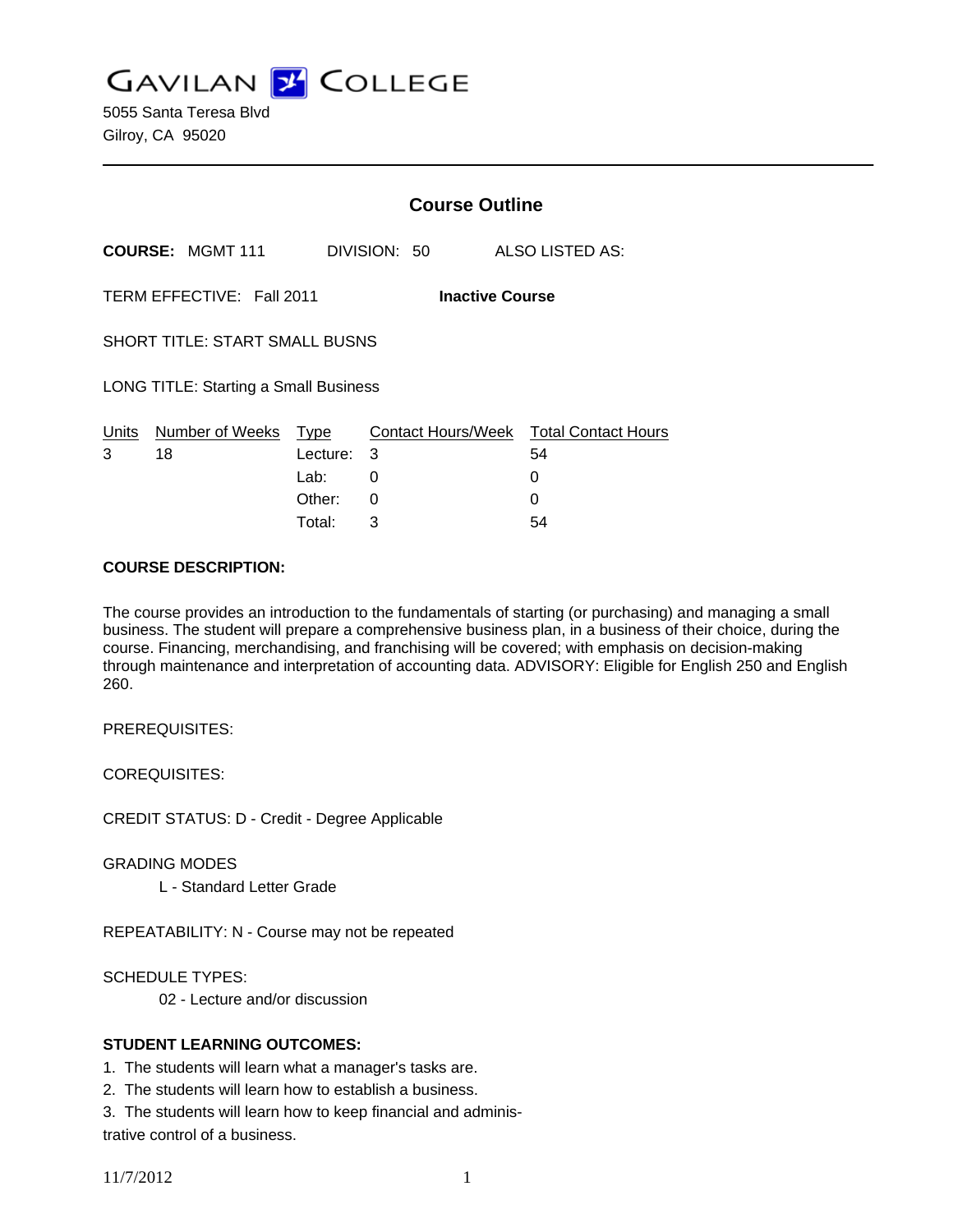# GAVILAN COLLEGE

5055 Santa Teresa Blvd
Gilroy, CA 95020

## Course Outline

**COURSE:** MGMT 111 DIVISION: 50 ALSO LISTED AS:

TERM EFFECTIVE: Fall 2011 **Inactive Course**

SHORT TITLE: START SMALL BUSNS

LONG TITLE: Starting a Small Business

| Units | Number of Weeks | Type | Contact Hours/Week | Total Contact Hours |
|---|---|---|---|---|
| 3 | 18 | Lecture: | 3 | 54 |
| | | Lab: | 0 | 0 |
| | | Other: | 0 | 0 |
| | | Total: | 3 | 54 |

**COURSE DESCRIPTION:**

The course provides an introduction to the fundamentals of starting (or purchasing) and managing a small business. The student will prepare a comprehensive business plan, in a business of their choice, during the course. Financing, merchandising, and franchising will be covered; with emphasis on decision-making through maintenance and interpretation of accounting data. ADVISORY: Eligible for English 250 and English 260.

PREREQUISITES:

COREQUISITES:

CREDIT STATUS: D - Credit - Degree Applicable

GRADING MODES

L - Standard Letter Grade

REPEATABILITY: N - Course may not be repeated

SCHEDULE TYPES:

02 - Lecture and/or discussion

**STUDENT LEARNING OUTCOMES:**

1. The students will learn what a manager's tasks are.
2. The students will learn how to establish a business.
3. The students will learn how to keep financial and administrative control of a business.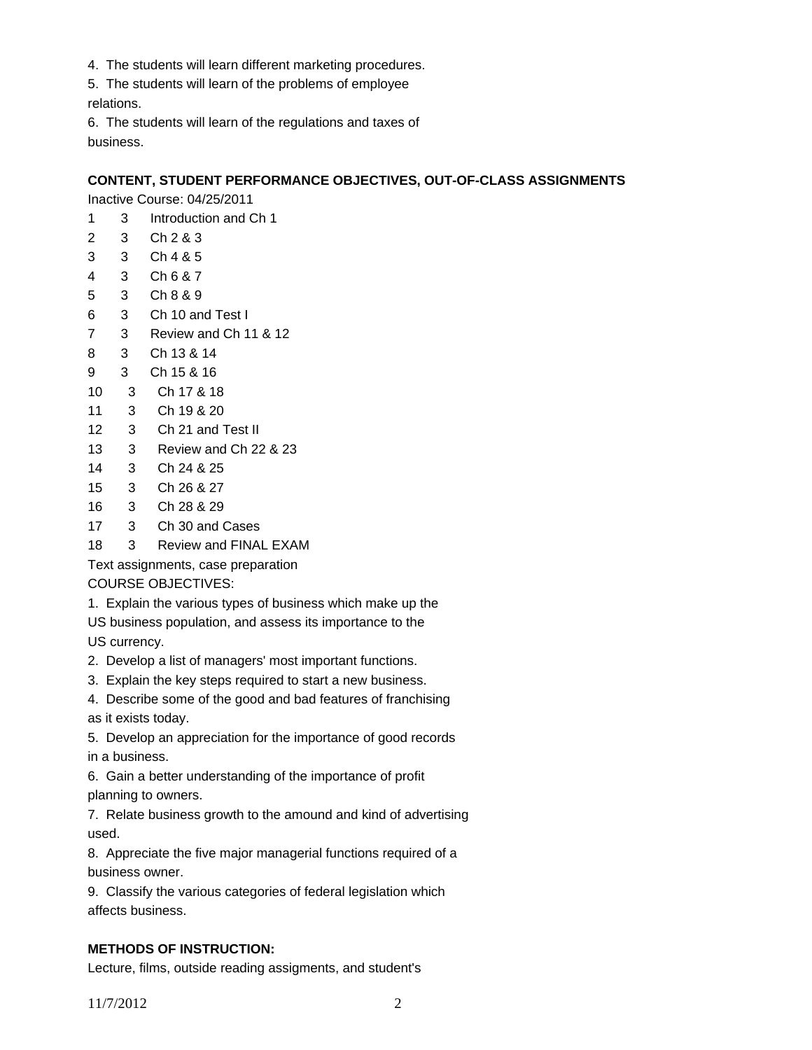4. The students will learn different marketing procedures.

5. The students will learn of the problems of employee relations.

6. The students will learn of the regulations and taxes of business.

## CONTENT, STUDENT PERFORMANCE OBJECTIVES, OUT-OF-CLASS ASSIGNMENTS

Inactive Course: 04/25/2011

1 3 Introduction and Ch 1  
2 3 Ch 2 & 3  
3 3 Ch 4 & 5  
4 3 Ch 6 & 7  
5 3 Ch 8 & 9  
6 3 Ch 10 and Test I  
7 3 Review and Ch 11 & 12  
8 3 Ch 13 & 14  
9 3 Ch 15 & 16  
10 3 Ch 17 & 18  
11 3 Ch 19 & 20  
12 3 Ch 21 and Test II  
13 3 Review and Ch 22 & 23  
14 3 Ch 24 & 25  
15 3 Ch 26 & 27  
16 3 Ch 28 & 29  
17 3 Ch 30 and Cases  
18 3 Review and FINAL EXAM

Text assignments, case preparation

COURSE OBJECTIVES:

1. Explain the various types of business which make up the US business population, and assess its importance to the US currency.

2. Develop a list of managers' most important functions.

3. Explain the key steps required to start a new business.

4. Describe some of the good and bad features of franchising as it exists today.

5. Develop an appreciation for the importance of good records in a business.

6. Gain a better understanding of the importance of profit planning to owners.

7. Relate business growth to the amound and kind of advertising used.

8. Appreciate the five major managerial functions required of a business owner.

9. Classify the various categories of federal legislation which affects business.

## METHODS OF INSTRUCTION:

Lecture, films, outside reading assigments, and student's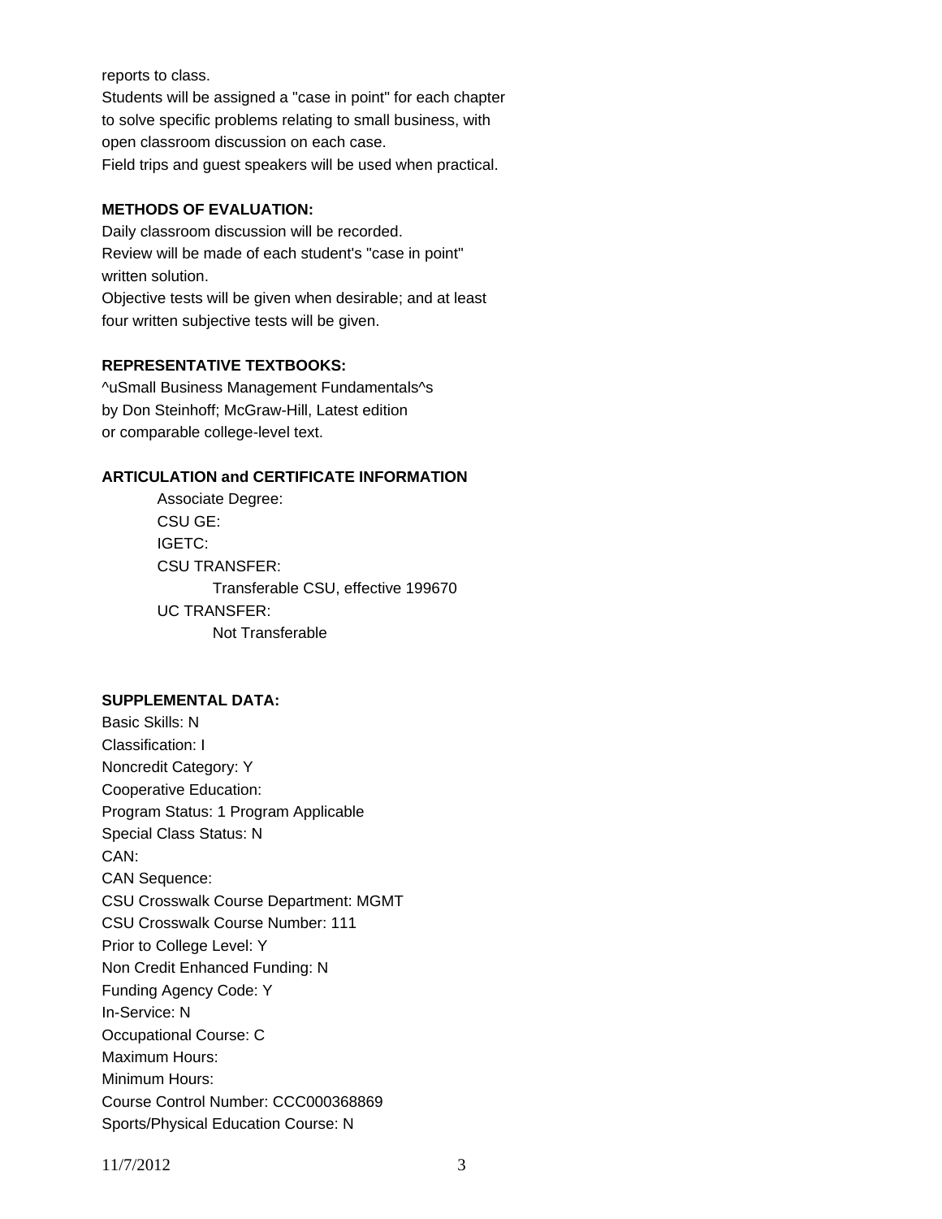reports to class.
Students will be assigned a "case in point" for each chapter to solve specific problems relating to small business, with open classroom discussion on each case.
Field trips and guest speakers will be used when practical.

**METHODS OF EVALUATION:**

Daily classroom discussion will be recorded.
Review will be made of each student's "case in point" written solution.
Objective tests will be given when desirable; and at least four written subjective tests will be given.

**REPRESENTATIVE TEXTBOOKS:**

^uSmall Business Management Fundamentals^s
by Don Steinhoff; McGraw-Hill, Latest edition
or comparable college-level text.

**ARTICULATION and CERTIFICATE INFORMATION**

Associate Degree:
CSU GE:
IGETC:
CSU TRANSFER:
  Transferable CSU, effective 199670
UC TRANSFER:
  Not Transferable

**SUPPLEMENTAL DATA:**

Basic Skills: N
Classification: I
Noncredit Category: Y
Cooperative Education:
Program Status: 1 Program Applicable
Special Class Status: N
CAN:
CAN Sequence:
CSU Crosswalk Course Department: MGMT
CSU Crosswalk Course Number: 111
Prior to College Level: Y
Non Credit Enhanced Funding: N
Funding Agency Code: Y
In-Service: N
Occupational Course: C
Maximum Hours:
Minimum Hours:
Course Control Number: CCC000368869
Sports/Physical Education Course: N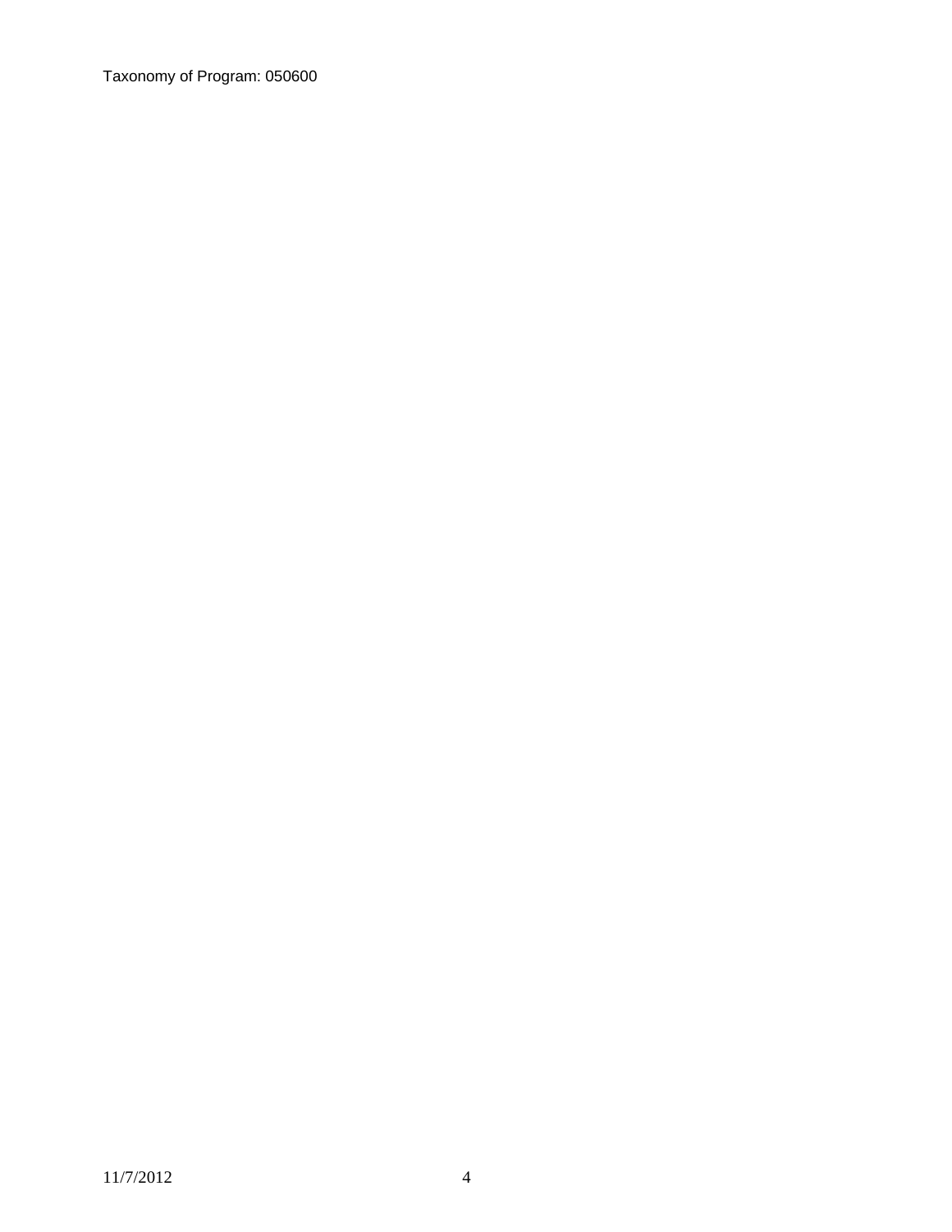Taxonomy of Program: 050600